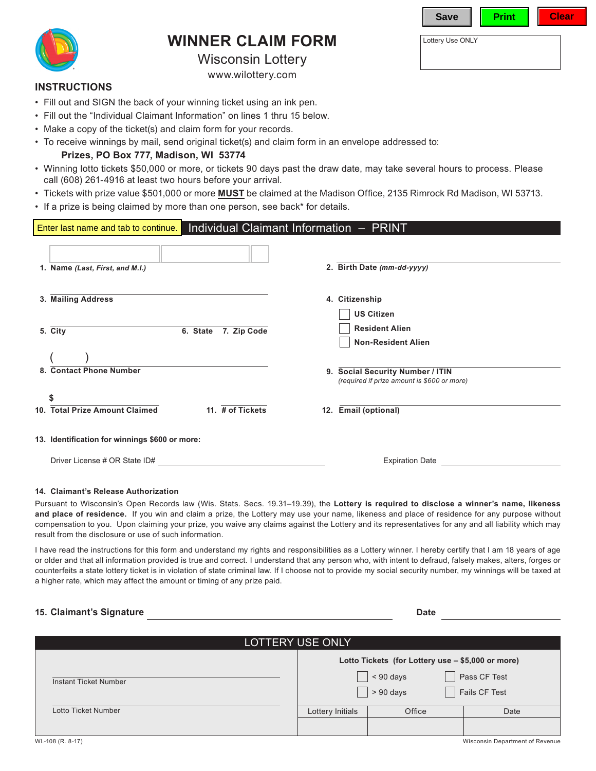Save Print Clear

Lottery Use ONLY

# WINNER CLAIM FORM

## Wisconsin Lottery

www.wilottery.com

## INSTRUCTIONS

- Fill out and SIGN the back of your winning ticket using an ink pen.
- Fill out the "Individual Claimant Information" on lines 1 thru 15 below.
- Make a copy of the ticket(s) and claim form for your records.
- To receive winnings by mail, send original ticket(s) and claim form in an envelope addressed to:

  **Prizes, PO Box 777, Madison, WI 53774**
- Winning lotto tickets $50,000 or more, or tickets 90 days past the draw date, may take several hours to process. Please call (608) 261-4916 at least two hours before your arrival.
- Tickets with prize value $501,000 or more **MUST** be claimed at the Madison Office, 2135 Rimrock Rd Madison, WI 53713.
- If a prize is being claimed by more than one person, see back* for details.

Enter last name and tab to continue.

## Individual Claimant Information – PRINT

**1. Name** ***(Last, First, and M.I.)*** ______________________

**2. Birth Date** ***(mm-dd-yyyy)*** ______________________

**3. Mailing Address** ______________________

**4. Citizenship**

- ☐ **US Citizen**
- ☐ **Resident Alien**
- ☐ **Non-Resident Alien**

**5. City** ______________ **6. State** ______ **7. Zip Code** ______

**8. Contact Phone Number** ( ) ______________________

**9. Social Security Number / ITIN** ______________________
*(required if prize amount is $600 or more)*

**10. Total Prize Amount Claimed** $ ______________ **11. # of Tickets** ______

**12. Email (optional)** ______________________

**13. Identification for winnings $600 or more:**

Driver License # OR State ID# ______________________ Expiration Date ______________

**14. Claimant's Release Authorization**

Pursuant to Wisconsin's Open Records law (Wis. Stats. Secs. 19.31–19.39), the **Lottery is required to disclose a winner's name, likeness and place of residence.** If you win and claim a prize, the Lottery may use your name, likeness and place of residence for any purpose without compensation to you. Upon claiming your prize, you waive any claims against the Lottery and its representatives for any and all liability which may result from the disclosure or use of such information.

I have read the instructions for this form and understand my rights and responsibilities as a Lottery winner. I hereby certify that I am 18 years of age or older and that all information provided is true and correct. I understand that any person who, with intent to defraud, falsely makes, alters, forges or counterfeits a state lottery ticket is in violation of state criminal law. If I choose not to provide my social security number, my winnings will be taxed at a higher rate, which may affect the amount or timing of any prize paid.

**15. Claimant's Signature** ______________________ **Date** ______________

## LOTTERY USE ONLY

Instant Ticket Number ______________________

Lotto Ticket Number ______________________

**Lotto Tickets (for Lottery use – $5,000 or more)**

- ☐ < 90 days
- ☐ > 90 days
- ☐ Pass CF Test
- ☐ Fails CF Test

| Lottery Initials | Office | Date |
|---|---|---|
| | | |

WL-108 (R. 8-17) Wisconsin Department of Revenue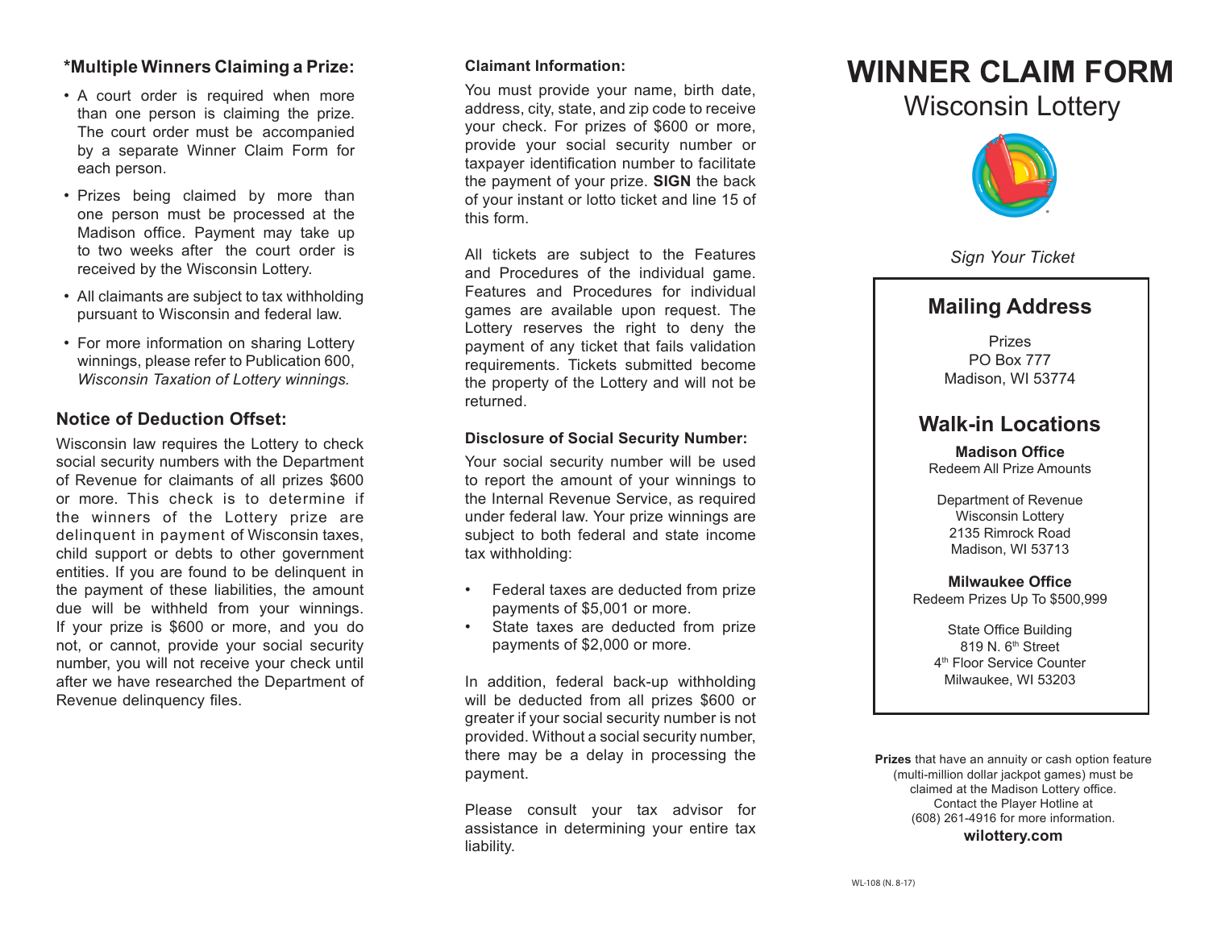## *Multiple Winners Claiming a Prize:

- A court order is required when more than one person is claiming the prize. The court order must be accompanied by a separate Winner Claim Form for each person.
- Prizes being claimed by more than one person must be processed at the Madison office. Payment may take up to two weeks after the court order is received by the Wisconsin Lottery.
- All claimants are subject to tax withholding pursuant to Wisconsin and federal law.
- For more information on sharing Lottery winnings, please refer to Publication 600, *Wisconsin Taxation of Lottery winnings.*

## Notice of Deduction Offset:

Wisconsin law requires the Lottery to check social security numbers with the Department of Revenue for claimants of all prizes $600 or more. This check is to determine if the winners of the Lottery prize are delinquent in payment of Wisconsin taxes, child support or debts to other government entities. If you are found to be delinquent in the payment of these liabilities, the amount due will be withheld from your winnings. If your prize is $600 or more, and you do not, or cannot, provide your social security number, you will not receive your check until after we have researched the Department of Revenue delinquency files.

### Claimant Information:

You must provide your name, birth date, address, city, state, and zip code to receive your check. For prizes of $600 or more, provide your social security number or taxpayer identification number to facilitate the payment of your prize. **SIGN** the back of your instant or lotto ticket and line 15 of this form.

All tickets are subject to the Features and Procedures of the individual game. Features and Procedures for individual games are available upon request. The Lottery reserves the right to deny the payment of any ticket that fails validation requirements. Tickets submitted become the property of the Lottery and will not be returned.

### Disclosure of Social Security Number:

Your social security number will be used to report the amount of your winnings to the Internal Revenue Service, as required under federal law. Your prize winnings are subject to both federal and state income tax withholding:

- Federal taxes are deducted from prize payments of $5,001 or more.
- State taxes are deducted from prize payments of $2,000 or more.

In addition, federal back-up withholding will be deducted from all prizes $600 or greater if your social security number is not provided. Without a social security number, there may be a delay in processing the payment.

Please consult your tax advisor for assistance in determining your entire tax liability.

# WINNER CLAIM FORM

Wisconsin Lottery

*Sign Your Ticket*

## Mailing Address

Prizes
PO Box 777
Madison, WI 53774

## Walk-in Locations

**Madison Office**
Redeem All Prize Amounts

Department of Revenue
Wisconsin Lottery
2135 Rimrock Road
Madison, WI 53713

**Milwaukee Office**
Redeem Prizes Up To $500,999

State Office Building
819 N. 6th Street
4th Floor Service Counter
Milwaukee, WI 53203

**Prizes** that have an annuity or cash option feature (multi-million dollar jackpot games) must be claimed at the Madison Lottery office. Contact the Player Hotline at (608) 261-4916 for more information.

**wilottery.com**

WL-108 (N. 8-17)